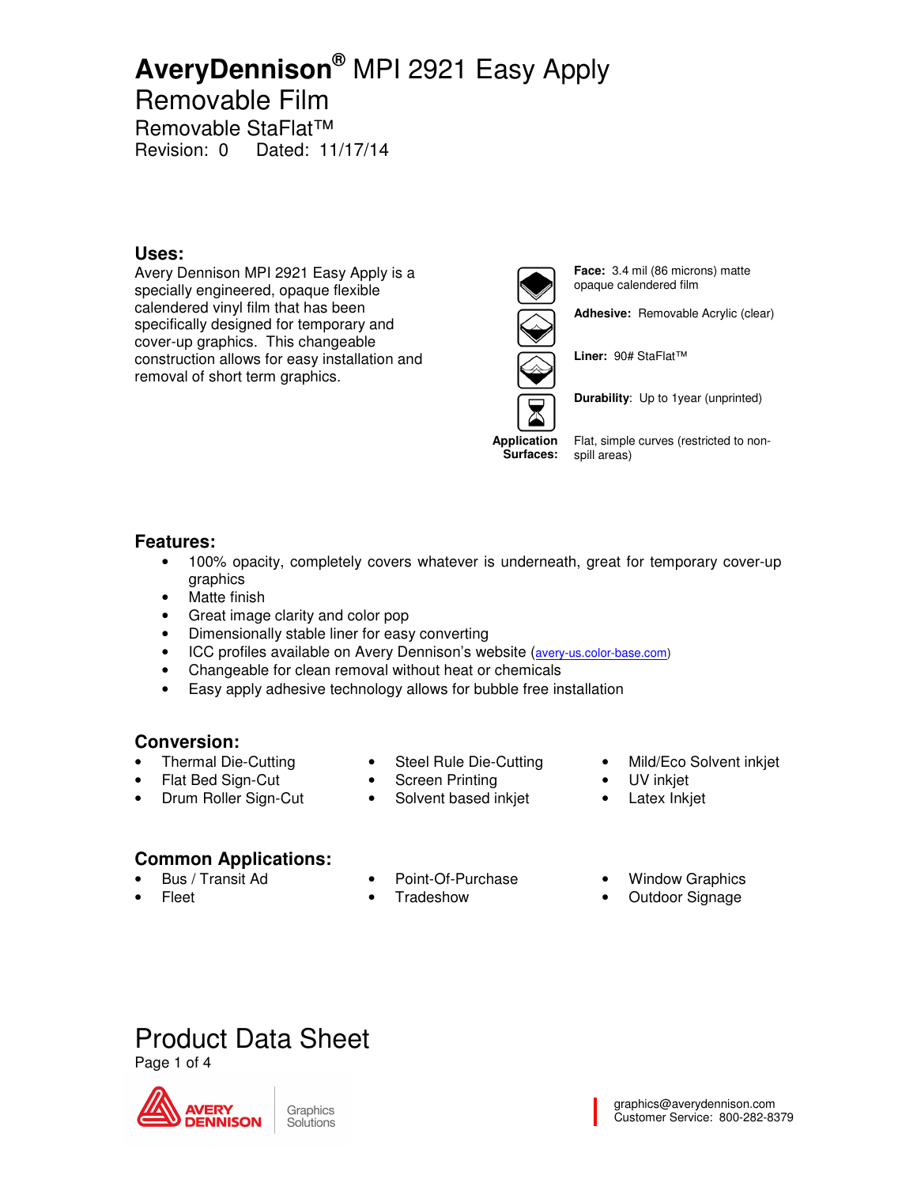# AveryDennison® MPI 2921 Easy Apply Removable Film

Removable StaFlat™

Revision: 0 Dated: 11/17/14

## Uses:

Avery Dennison MPI 2921 Easy Apply is a specially engineered, opaque flexible calendered vinyl film that has been specifically designed for temporary and cover-up graphics. This changeable construction allows for easy installation and removal of short term graphics.

**Face:** 3.4 mil (86 microns) matte opaque calendered film

**Adhesive:** Removable Acrylic (clear)

**Liner:** 90# StaFlat™

**Durability:** Up to 1year (unprinted)

**Application Surfaces:** Flat, simple curves (restricted to non-spill areas)

## Features:

- 100% opacity, completely covers whatever is underneath, great for temporary cover-up graphics
- Matte finish
- Great image clarity and color pop
- Dimensionally stable liner for easy converting
- ICC profiles available on Avery Dennison's website (avery-us.color-base.com)
- Changeable for clean removal without heat or chemicals
- Easy apply adhesive technology allows for bubble free installation

## Conversion:

- Thermal Die-Cutting
- Flat Bed Sign-Cut
- Drum Roller Sign-Cut
- Steel Rule Die-Cutting
- Screen Printing
- Solvent based inkjet
- Mild/Eco Solvent inkjet
- UV inkjet
- Latex Inkjet

## Common Applications:

- Bus / Transit Ad
- Fleet
- Point-Of-Purchase
- Tradeshow
- Window Graphics
- Outdoor Signage

# Product Data Sheet

AVERY DENNISON Graphics Solutions

graphics@averydennison.com
Customer Service: 800-282-8379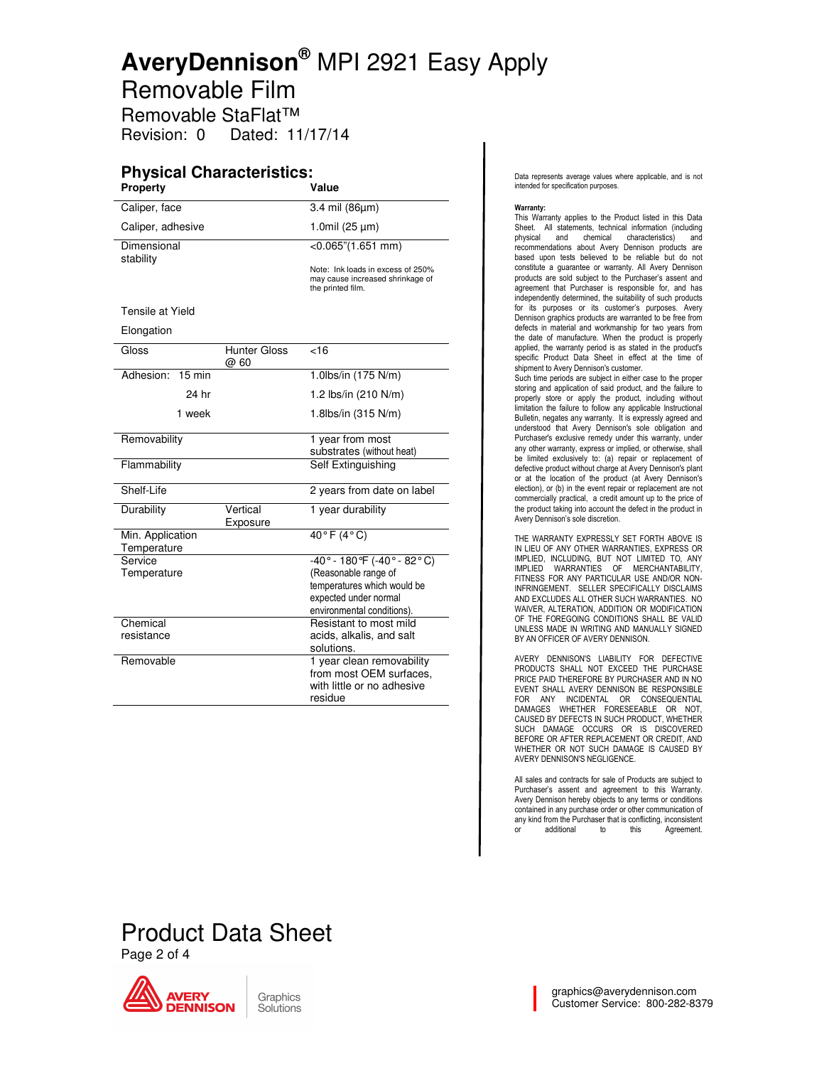# AveryDennison® MPI 2921 Easy Apply Removable Film

Removable StaFlat™

Revision: 0 Dated: 11/17/14

## Physical Characteristics:

| Property | | Value |
|---|---|---|
| Caliper, face | | 3.4 mil (86µm) |
| Caliper, adhesive | | 1.0mil (25 µm) |
| Dimensional stability | | <0.065"(1.651 mm)<br>Note: Ink loads in excess of 250% may cause increased shrinkage of the printed film. |
| Tensile at Yield | | |
| Elongation | | |
| Gloss | Hunter Gloss @ 60 | <16 |
| Adhesion: 15 min | | 1.0lbs/in (175 N/m) |
| 24 hr | | 1.2 lbs/in (210 N/m) |
| 1 week | | 1.8lbs/in (315 N/m) |
| Removability | | 1 year from most substrates (without heat) |
| Flammability | | Self Extinguishing |
| Shelf-Life | | 2 years from date on label |
| Durability | Vertical Exposure | 1 year durability |
| Min. Application Temperature | | 40° F (4° C) |
| Service Temperature | | -40° - 180°F (-40° - 82° C)<br>(Reasonable range of temperatures which would be expected under normal environmental conditions). |
| Chemical resistance | | Resistant to most mild acids, alkalis, and salt solutions. |
| Removable | | 1 year clean removability from most OEM surfaces, with little or no adhesive residue |

Data represents average values where applicable, and is not intended for specification purposes.

**Warranty:**

This Warranty applies to the Product listed in this Data Sheet. All statements, technical information (including physical and chemical characteristics) and recommendations about Avery Dennison products are based upon tests believed to be reliable but do not constitute a guarantee or warranty. All Avery Dennison products are sold subject to the Purchaser's assent and agreement that Purchaser is responsible for, and has independently determined, the suitability of such products for its purposes or its customer's purposes. Avery Dennison graphics products are warranted to be free from defects in material and workmanship for two years from the date of manufacture. When the product is properly applied, the warranty period is as stated in the product's specific Product Data Sheet in effect at the time of shipment to Avery Dennison's customer.

Such time periods are subject in either case to the proper storing and application of said product, and the failure to properly store or apply the product, including without limitation the failure to follow any applicable Instructional Bulletin, negates any warranty. It is expressly agreed and understood that Avery Dennison's sole obligation and Purchaser's exclusive remedy under this warranty, under any other warranty, express or implied, or otherwise, shall be limited exclusively to: (a) repair or replacement of defective product without charge at Avery Dennison's plant or at the location of the product (at Avery Dennison's election), or (b) in the event repair or replacement are not commercially practical, a credit amount up to the price of the product taking into account the defect in the product in Avery Dennison's sole discretion.

THE WARRANTY EXPRESSLY SET FORTH ABOVE IS IN LIEU OF ANY OTHER WARRANTIES, EXPRESS OR IMPLIED, INCLUDING, BUT NOT LIMITED TO, ANY IMPLIED WARRANTIES OF MERCHANTABILITY, FITNESS FOR ANY PARTICULAR USE AND/OR NON-INFRINGEMENT. SELLER SPECIFICALLY DISCLAIMS AND EXCLUDES ALL OTHER SUCH WARRANTIES. NO WAIVER, ALTERATION, ADDITION OR MODIFICATION OF THE FOREGOING CONDITIONS SHALL BE VALID UNLESS MADE IN WRITING AND MANUALLY SIGNED BY AN OFFICER OF AVERY DENNISON.

AVERY DENNISON'S LIABILITY FOR DEFECTIVE PRODUCTS SHALL NOT EXCEED THE PURCHASE PRICE PAID THEREFORE BY PURCHASER AND IN NO EVENT SHALL AVERY DENNISON BE RESPONSIBLE FOR ANY INCIDENTAL OR CONSEQUENTIAL DAMAGES WHETHER FORESEEABLE OR NOT, CAUSED BY DEFECTS IN SUCH PRODUCT, WHETHER SUCH DAMAGE OCCURS OR IS DISCOVERED BEFORE OR AFTER REPLACEMENT OR CREDIT, AND WHETHER OR NOT SUCH DAMAGE IS CAUSED BY AVERY DENNISON'S NEGLIGENCE.

All sales and contracts for sale of Products are subject to Purchaser's assent and agreement to this Warranty. Avery Dennison hereby objects to any terms or conditions contained in any purchase order or other communication of any kind from the Purchaser that is conflicting, inconsistent or additional to this Agreement.

Product Data Sheet

AVERY DENNISON Graphics Solutions

graphics@averydennison.com
Customer Service: 800-282-8379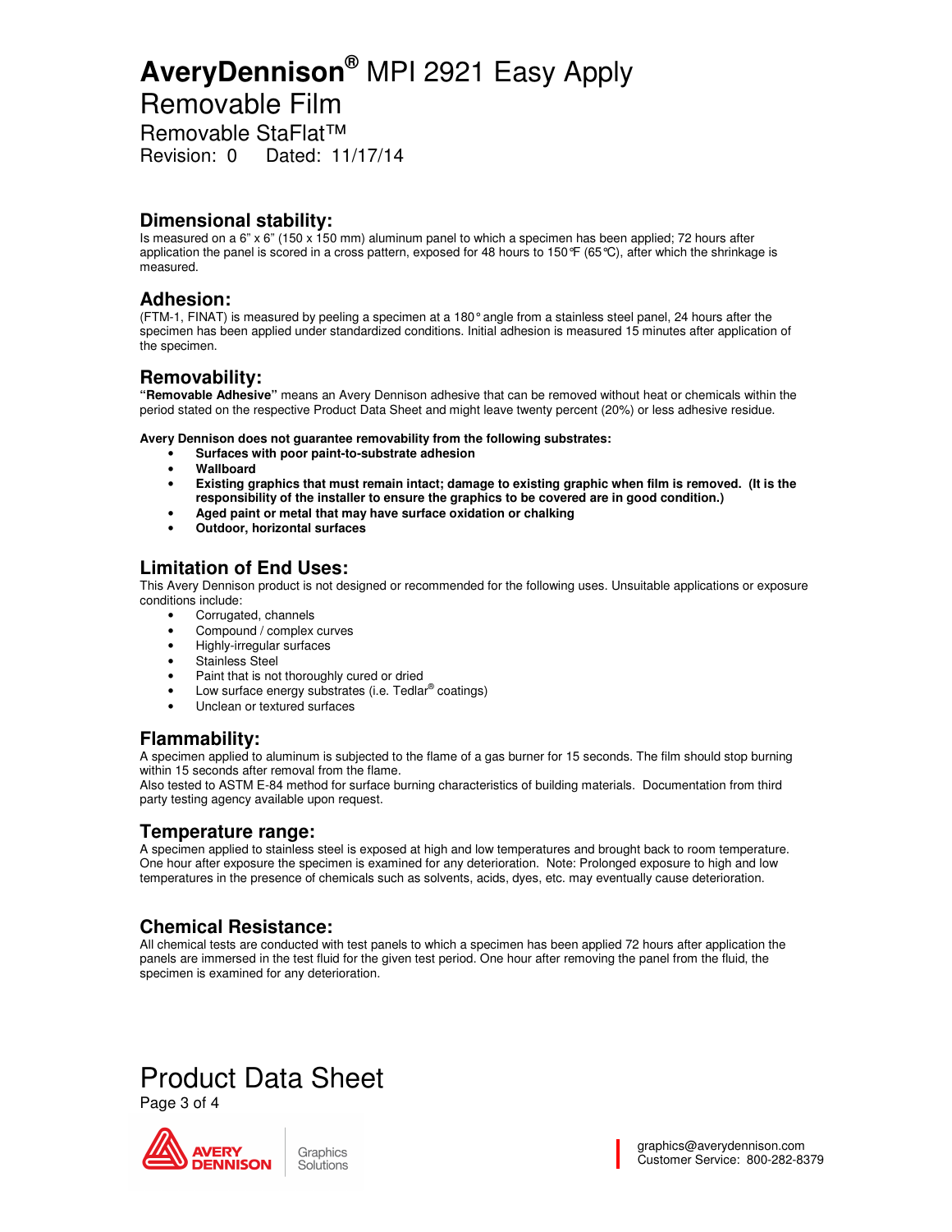# **AveryDennison®** MPI 2921 Easy Apply Removable Film

Removable StaFlat™

Revision: 0 Dated: 11/17/14

## Dimensional stability:

Is measured on a 6" x 6" (150 x 150 mm) aluminum panel to which a specimen has been applied; 72 hours after application the panel is scored in a cross pattern, exposed for 48 hours to 150°F (65°C), after which the shrinkage is measured.

## Adhesion:

(FTM-1, FINAT) is measured by peeling a specimen at a 180° angle from a stainless steel panel, 24 hours after the specimen has been applied under standardized conditions. Initial adhesion is measured 15 minutes after application of the specimen.

## Removability:

**"Removable Adhesive"** means an Avery Dennison adhesive that can be removed without heat or chemicals within the period stated on the respective Product Data Sheet and might leave twenty percent (20%) or less adhesive residue.

**Avery Dennison does not guarantee removability from the following substrates:**

- **Surfaces with poor paint-to-substrate adhesion**
- **Wallboard**
- **Existing graphics that must remain intact; damage to existing graphic when film is removed. (It is the responsibility of the installer to ensure the graphics to be covered are in good condition.)**
- **Aged paint or metal that may have surface oxidation or chalking**
- **Outdoor, horizontal surfaces**

## Limitation of End Uses:

This Avery Dennison product is not designed or recommended for the following uses. Unsuitable applications or exposure conditions include:

- Corrugated, channels
- Compound / complex curves
- Highly-irregular surfaces
- Stainless Steel
- Paint that is not thoroughly cured or dried
- Low surface energy substrates (i.e. Tedlar® coatings)
- Unclean or textured surfaces

## Flammability:

A specimen applied to aluminum is subjected to the flame of a gas burner for 15 seconds. The film should stop burning within 15 seconds after removal from the flame.

Also tested to ASTM E-84 method for surface burning characteristics of building materials. Documentation from third party testing agency available upon request.

## Temperature range:

A specimen applied to stainless steel is exposed at high and low temperatures and brought back to room temperature. One hour after exposure the specimen is examined for any deterioration. Note: Prolonged exposure to high and low temperatures in the presence of chemicals such as solvents, acids, dyes, etc. may eventually cause deterioration.

## Chemical Resistance:

All chemical tests are conducted with test panels to which a specimen has been applied 72 hours after application the panels are immersed in the test fluid for the given test period. One hour after removing the panel from the fluid, the specimen is examined for any deterioration.

Product Data Sheet

graphics@averydennison.com
Customer Service: 800-282-8379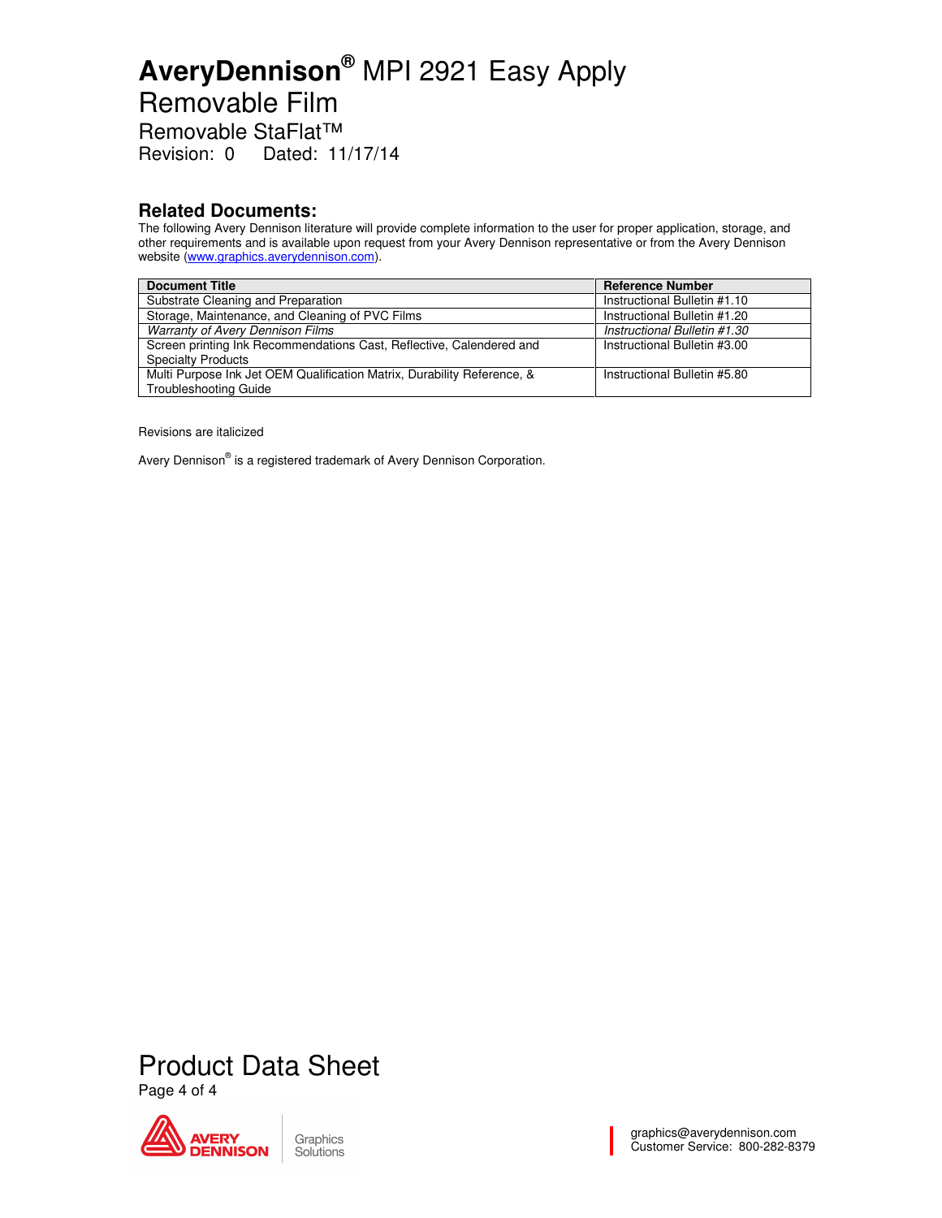## Related Documents:

The following Avery Dennison literature will provide complete information to the user for proper application, storage, and other requirements and is available upon request from your Avery Dennison representative or from the Avery Dennison website (www.graphics.averydennison.com).

| Document Title | Reference Number |
| --- | --- |
| Substrate Cleaning and Preparation | Instructional Bulletin #1.10 |
| Storage, Maintenance, and Cleaning of PVC Films | Instructional Bulletin #1.20 |
| *Warranty of Avery Dennison Films* | *Instructional Bulletin #1.30* |
| Screen printing Ink Recommendations Cast, Reflective, Calendered and Specialty Products | Instructional Bulletin #3.00 |
| Multi Purpose Ink Jet OEM Qualification Matrix, Durability Reference, & Troubleshooting Guide | Instructional Bulletin #5.80 |

Revisions are italicized

Avery Dennison® is a registered trademark of Avery Dennison Corporation.